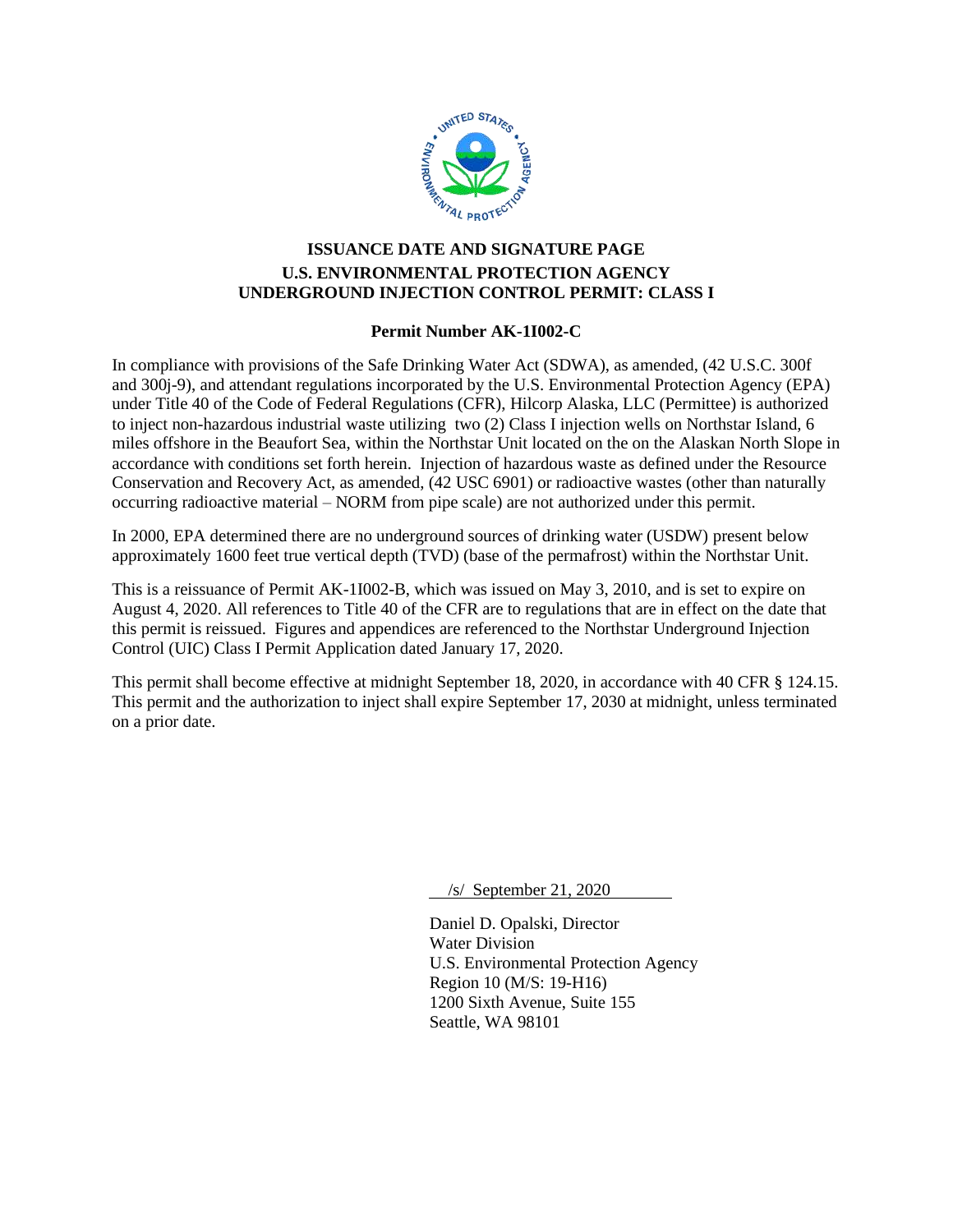**ISSUANCE DATE AND SIGNATURE PAGE**
**U.S. ENVIRONMENTAL PROTECTION AGENCY**
**UNDERGROUND INJECTION CONTROL PERMIT: CLASS I**

**Permit Number AK-1I002-C**

In compliance with provisions of the Safe Drinking Water Act (SDWA), as amended, (42 U.S.C. 300f and 300j-9), and attendant regulations incorporated by the U.S. Environmental Protection Agency (EPA) under Title 40 of the Code of Federal Regulations (CFR), Hilcorp Alaska, LLC (Permittee) is authorized to inject non-hazardous industrial waste utilizing two (2) Class I injection wells on Northstar Island, 6 miles offshore in the Beaufort Sea, within the Northstar Unit located on the on the Alaskan North Slope in accordance with conditions set forth herein. Injection of hazardous waste as defined under the Resource Conservation and Recovery Act, as amended, (42 USC 6901) or radioactive wastes (other than naturally occurring radioactive material – NORM from pipe scale) are not authorized under this permit.

In 2000, EPA determined there are no underground sources of drinking water (USDW) present below approximately 1600 feet true vertical depth (TVD) (base of the permafrost) within the Northstar Unit.

This is a reissuance of Permit AK-1I002-B, which was issued on May 3, 2010, and is set to expire on August 4, 2020. All references to Title 40 of the CFR are to regulations that are in effect on the date that this permit is reissued. Figures and appendices are referenced to the Northstar Underground Injection Control (UIC) Class I Permit Application dated January 17, 2020.

This permit shall become effective at midnight September 18, 2020, in accordance with 40 CFR § 124.15. This permit and the authorization to inject shall expire September 17, 2030 at midnight, unless terminated on a prior date.

/s/ September 21, 2020

Daniel D. Opalski, Director
Water Division
U.S. Environmental Protection Agency
Region 10 (M/S: 19-H16)
1200 Sixth Avenue, Suite 155
Seattle, WA 98101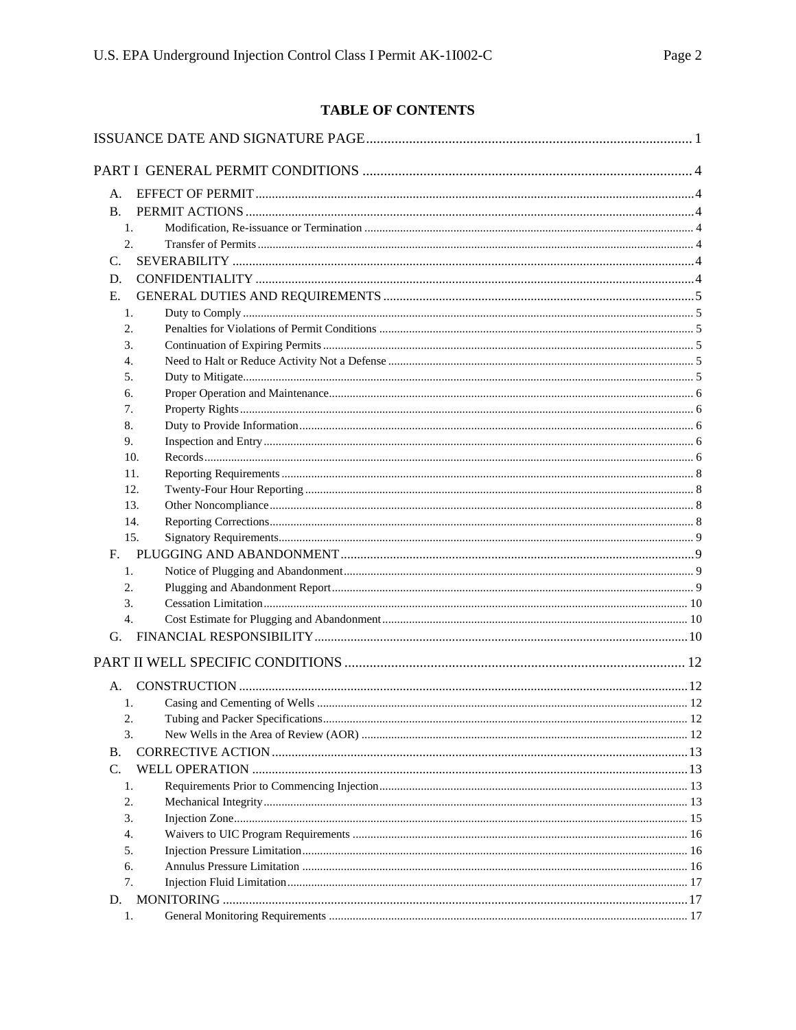## TABLE OF CONTENTS

ISSUANCE DATE AND SIGNATURE PAGE ........................................................................................ 1

PART I GENERAL PERMIT CONDITIONS ........................................................................................ 4

- A. EFFECT OF PERMIT ........................................................................................ 4
- B. PERMIT ACTIONS ........................................................................................ 4
  - 1. Modification, Re-issuance or Termination ........................................................................................ 4
  - 2. Transfer of Permits ........................................................................................ 4
- C. SEVERABILITY ........................................................................................ 4
- D. CONFIDENTIALITY ........................................................................................ 4
- E. GENERAL DUTIES AND REQUIREMENTS ........................................................................................ 5
  - 1. Duty to Comply ........................................................................................ 5
  - 2. Penalties for Violations of Permit Conditions ........................................................................................ 5
  - 3. Continuation of Expiring Permits ........................................................................................ 5
  - 4. Need to Halt or Reduce Activity Not a Defense ........................................................................................ 5
  - 5. Duty to Mitigate ........................................................................................ 5
  - 6. Proper Operation and Maintenance ........................................................................................ 6
  - 7. Property Rights ........................................................................................ 6
  - 8. Duty to Provide Information ........................................................................................ 6
  - 9. Inspection and Entry ........................................................................................ 6
  - 10. Records ........................................................................................ 6
  - 11. Reporting Requirements ........................................................................................ 8
  - 12. Twenty-Four Hour Reporting ........................................................................................ 8
  - 13. Other Noncompliance ........................................................................................ 8
  - 14. Reporting Corrections ........................................................................................ 8
  - 15. Signatory Requirements ........................................................................................ 9
- F. PLUGGING AND ABANDONMENT ........................................................................................ 9
  - 1. Notice of Plugging and Abandonment ........................................................................................ 9
  - 2. Plugging and Abandonment Report ........................................................................................ 9
  - 3. Cessation Limitation ........................................................................................ 10
  - 4. Cost Estimate for Plugging and Abandonment ........................................................................................ 10
- G. FINANCIAL RESPONSIBILITY ........................................................................................ 10

PART II WELL SPECIFIC CONDITIONS ........................................................................................ 12

- A. CONSTRUCTION ........................................................................................ 12
  - 1. Casing and Cementing of Wells ........................................................................................ 12
  - 2. Tubing and Packer Specifications ........................................................................................ 12
  - 3. New Wells in the Area of Review (AOR) ........................................................................................ 12
- B. CORRECTIVE ACTION ........................................................................................ 13
- C. WELL OPERATION ........................................................................................ 13
  - 1. Requirements Prior to Commencing Injection ........................................................................................ 13
  - 2. Mechanical Integrity ........................................................................................ 13
  - 3. Injection Zone ........................................................................................ 15
  - 4. Waivers to UIC Program Requirements ........................................................................................ 16
  - 5. Injection Pressure Limitation ........................................................................................ 16
  - 6. Annulus Pressure Limitation ........................................................................................ 16
  - 7. Injection Fluid Limitation ........................................................................................ 17
- D. MONITORING ........................................................................................ 17
  - 1. General Monitoring Requirements ........................................................................................ 17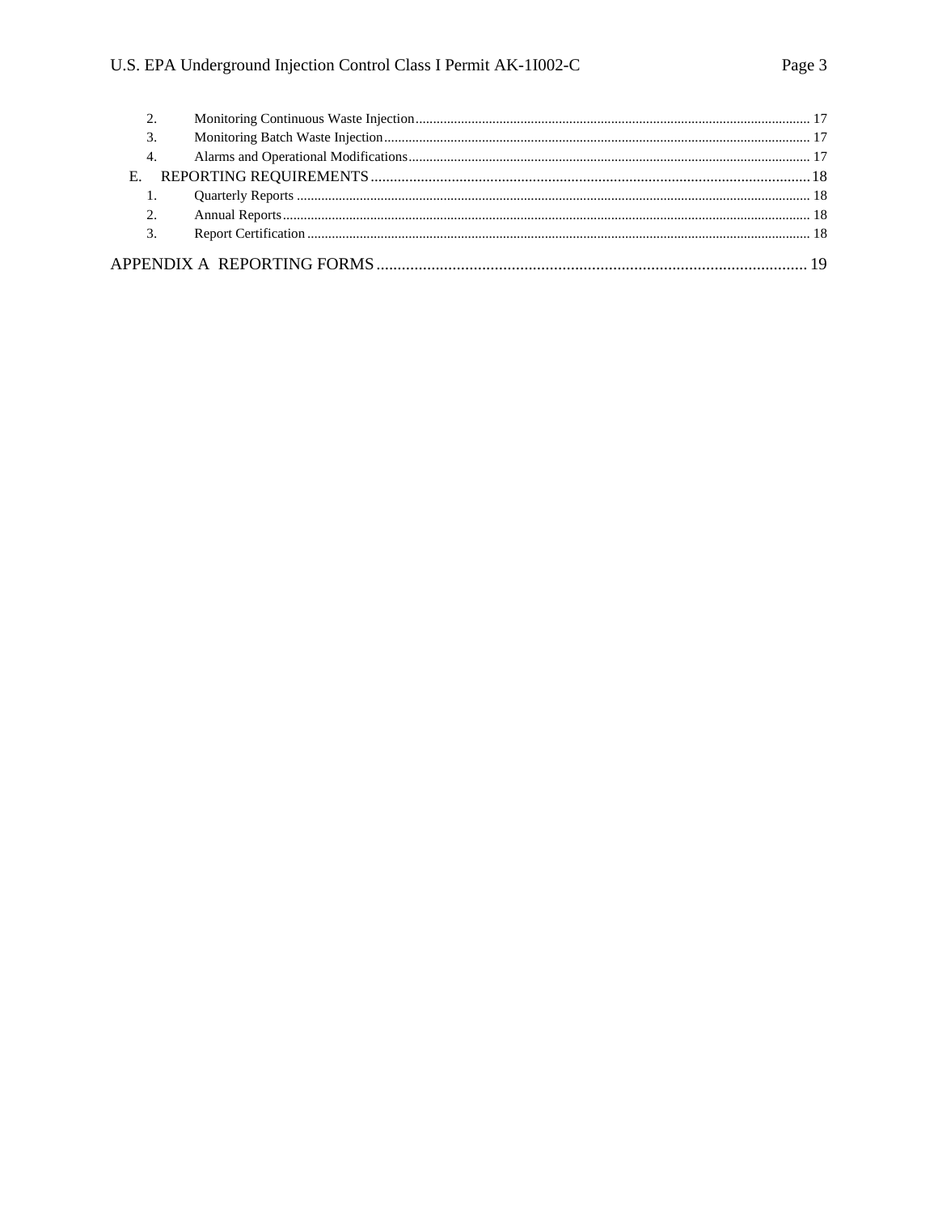2. Monitoring Continuous Waste Injection ..... 17
3. Monitoring Batch Waste Injection ..... 17
4. Alarms and Operational Modifications ..... 17

E. REPORTING REQUIREMENTS ..... 18

1. Quarterly Reports ..... 18
2. Annual Reports ..... 18
3. Report Certification ..... 18

APPENDIX A REPORTING FORMS ..... 19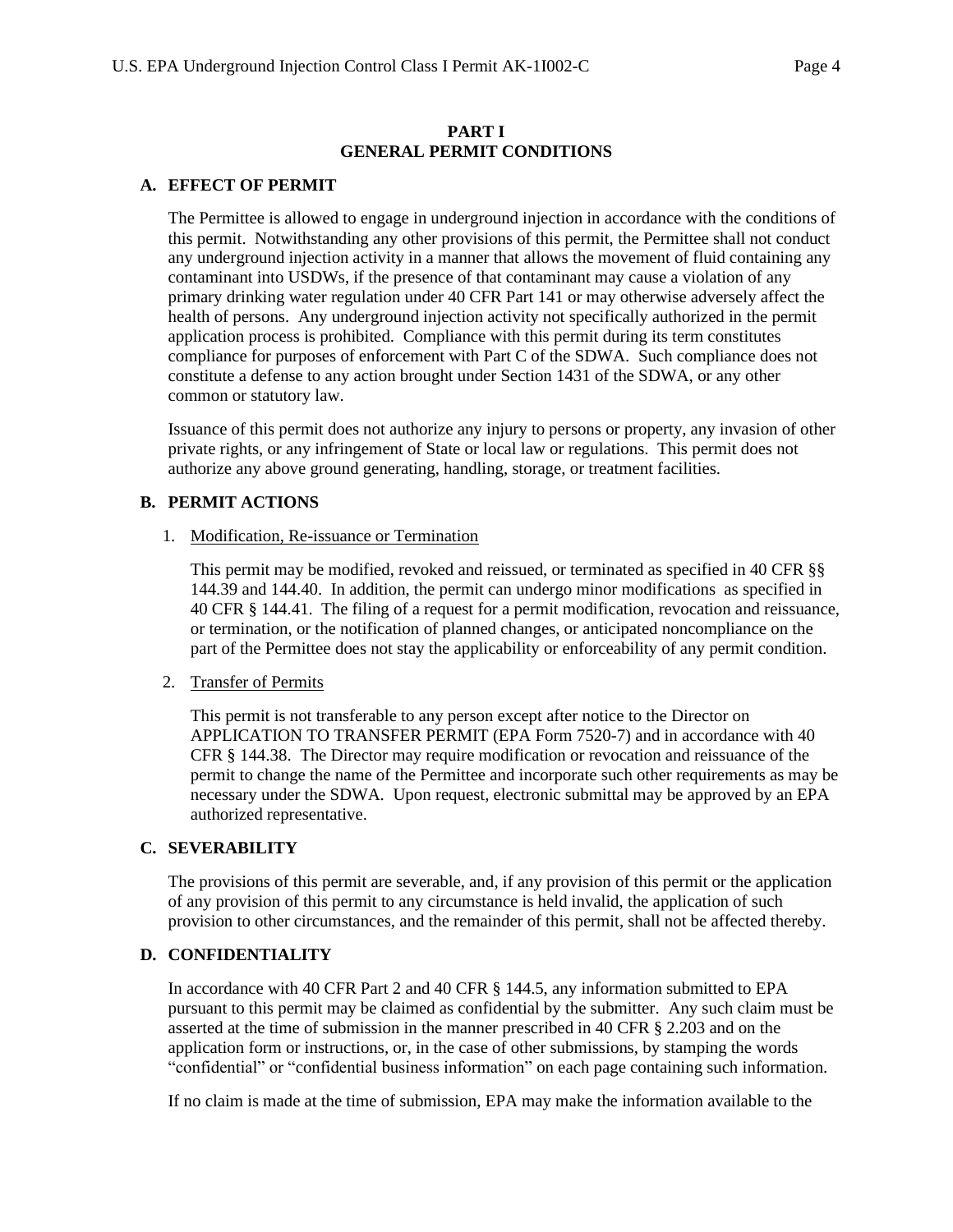# PART I
# GENERAL PERMIT CONDITIONS

## A. EFFECT OF PERMIT

The Permittee is allowed to engage in underground injection in accordance with the conditions of this permit. Notwithstanding any other provisions of this permit, the Permittee shall not conduct any underground injection activity in a manner that allows the movement of fluid containing any contaminant into USDWs, if the presence of that contaminant may cause a violation of any primary drinking water regulation under 40 CFR Part 141 or may otherwise adversely affect the health of persons. Any underground injection activity not specifically authorized in the permit application process is prohibited. Compliance with this permit during its term constitutes compliance for purposes of enforcement with Part C of the SDWA. Such compliance does not constitute a defense to any action brought under Section 1431 of the SDWA, or any other common or statutory law.

Issuance of this permit does not authorize any injury to persons or property, any invasion of other private rights, or any infringement of State or local law or regulations. This permit does not authorize any above ground generating, handling, storage, or treatment facilities.

## B. PERMIT ACTIONS

### 1. Modification, Re-issuance or Termination

This permit may be modified, revoked and reissued, or terminated as specified in 40 CFR §§ 144.39 and 144.40. In addition, the permit can undergo minor modifications as specified in 40 CFR § 144.41. The filing of a request for a permit modification, revocation and reissuance, or termination, or the notification of planned changes, or anticipated noncompliance on the part of the Permittee does not stay the applicability or enforceability of any permit condition.

### 2. Transfer of Permits

This permit is not transferable to any person except after notice to the Director on APPLICATION TO TRANSFER PERMIT (EPA Form 7520-7) and in accordance with 40 CFR § 144.38. The Director may require modification or revocation and reissuance of the permit to change the name of the Permittee and incorporate such other requirements as may be necessary under the SDWA. Upon request, electronic submittal may be approved by an EPA authorized representative.

## C. SEVERABILITY

The provisions of this permit are severable, and, if any provision of this permit or the application of any provision of this permit to any circumstance is held invalid, the application of such provision to other circumstances, and the remainder of this permit, shall not be affected thereby.

## D. CONFIDENTIALITY

In accordance with 40 CFR Part 2 and 40 CFR § 144.5, any information submitted to EPA pursuant to this permit may be claimed as confidential by the submitter. Any such claim must be asserted at the time of submission in the manner prescribed in 40 CFR § 2.203 and on the application form or instructions, or, in the case of other submissions, by stamping the words "confidential" or "confidential business information" on each page containing such information.

If no claim is made at the time of submission, EPA may make the information available to the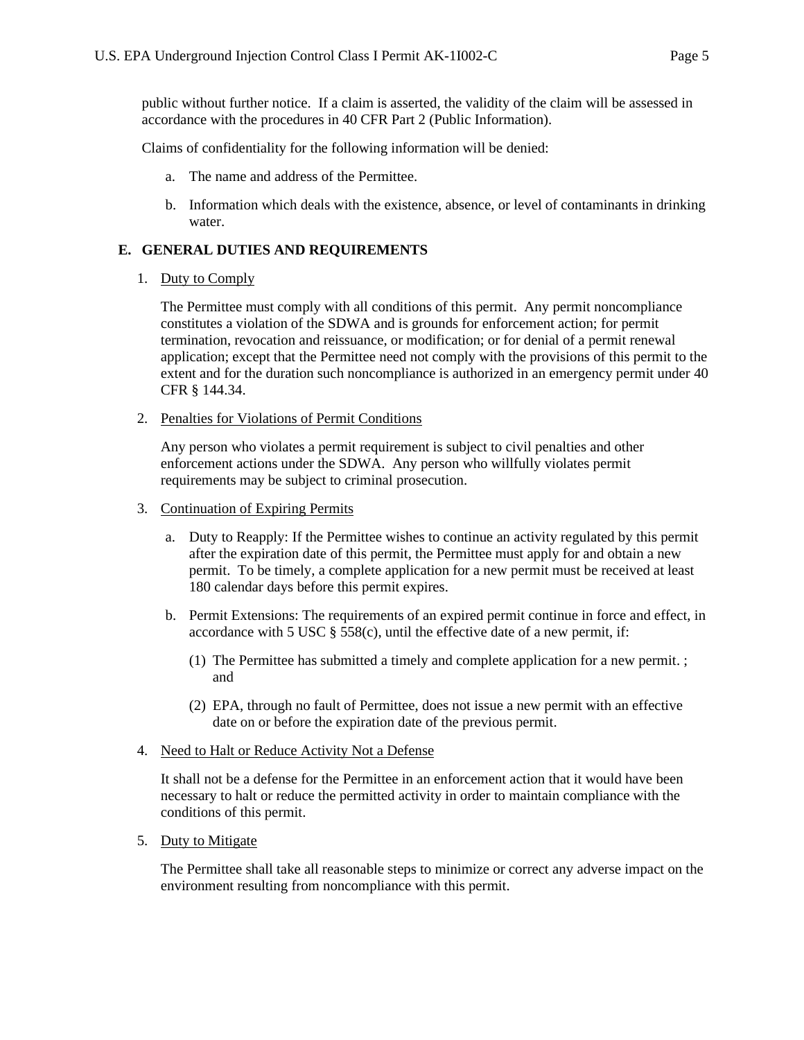public without further notice. If a claim is asserted, the validity of the claim will be assessed in accordance with the procedures in 40 CFR Part 2 (Public Information).

Claims of confidentiality for the following information will be denied:

a. The name and address of the Permittee.

b. Information which deals with the existence, absence, or level of contaminants in drinking water.

## E. GENERAL DUTIES AND REQUIREMENTS

1. Duty to Comply

   The Permittee must comply with all conditions of this permit. Any permit noncompliance constitutes a violation of the SDWA and is grounds for enforcement action; for permit termination, revocation and reissuance, or modification; or for denial of a permit renewal application; except that the Permittee need not comply with the provisions of this permit to the extent and for the duration such noncompliance is authorized in an emergency permit under 40 CFR § 144.34.

2. Penalties for Violations of Permit Conditions

   Any person who violates a permit requirement is subject to civil penalties and other enforcement actions under the SDWA. Any person who willfully violates permit requirements may be subject to criminal prosecution.

3. Continuation of Expiring Permits

   a. Duty to Reapply: If the Permittee wishes to continue an activity regulated by this permit after the expiration date of this permit, the Permittee must apply for and obtain a new permit. To be timely, a complete application for a new permit must be received at least 180 calendar days before this permit expires.

   b. Permit Extensions: The requirements of an expired permit continue in force and effect, in accordance with 5 USC § 558(c), until the effective date of a new permit, if:

      (1) The Permittee has submitted a timely and complete application for a new permit. ; and

      (2) EPA, through no fault of Permittee, does not issue a new permit with an effective date on or before the expiration date of the previous permit.

4. Need to Halt or Reduce Activity Not a Defense

   It shall not be a defense for the Permittee in an enforcement action that it would have been necessary to halt or reduce the permitted activity in order to maintain compliance with the conditions of this permit.

5. Duty to Mitigate

   The Permittee shall take all reasonable steps to minimize or correct any adverse impact on the environment resulting from noncompliance with this permit.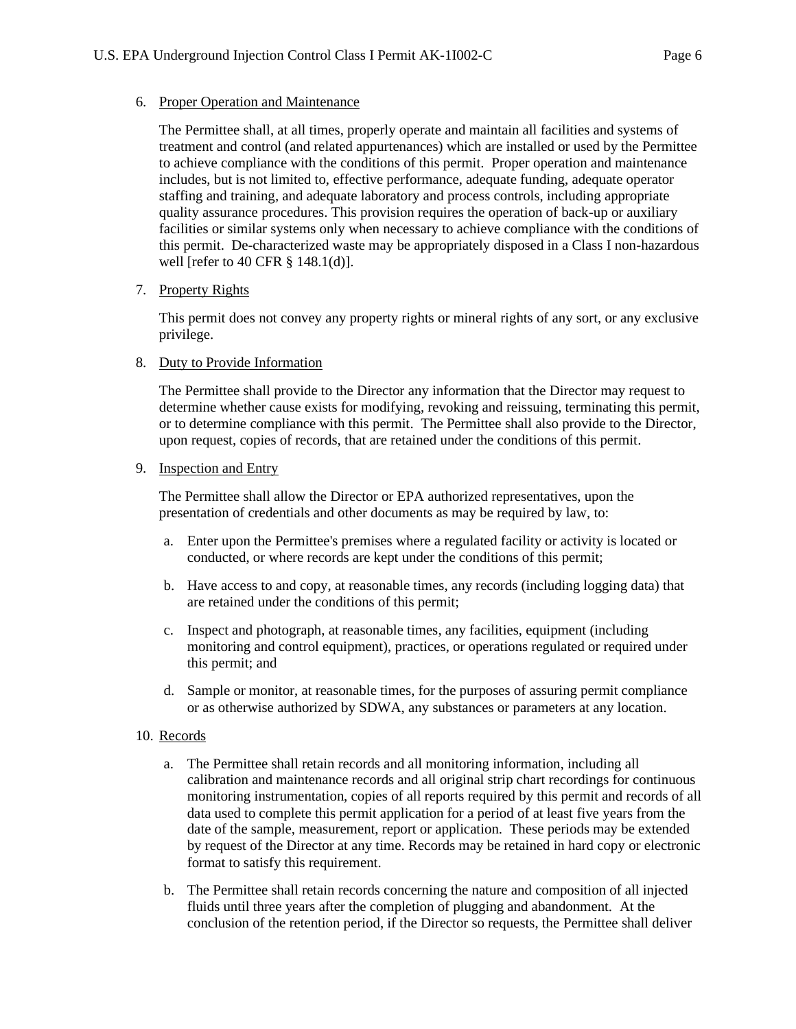6. Proper Operation and Maintenance

   The Permittee shall, at all times, properly operate and maintain all facilities and systems of treatment and control (and related appurtenances) which are installed or used by the Permittee to achieve compliance with the conditions of this permit. Proper operation and maintenance includes, but is not limited to, effective performance, adequate funding, adequate operator staffing and training, and adequate laboratory and process controls, including appropriate quality assurance procedures. This provision requires the operation of back-up or auxiliary facilities or similar systems only when necessary to achieve compliance with the conditions of this permit. De-characterized waste may be appropriately disposed in a Class I non-hazardous well [refer to 40 CFR § 148.1(d)].

7. Property Rights

   This permit does not convey any property rights or mineral rights of any sort, or any exclusive privilege.

8. Duty to Provide Information

   The Permittee shall provide to the Director any information that the Director may request to determine whether cause exists for modifying, revoking and reissuing, terminating this permit, or to determine compliance with this permit. The Permittee shall also provide to the Director, upon request, copies of records, that are retained under the conditions of this permit.

9. Inspection and Entry

   The Permittee shall allow the Director or EPA authorized representatives, upon the presentation of credentials and other documents as may be required by law, to:

   a. Enter upon the Permittee's premises where a regulated facility or activity is located or conducted, or where records are kept under the conditions of this permit;

   b. Have access to and copy, at reasonable times, any records (including logging data) that are retained under the conditions of this permit;

   c. Inspect and photograph, at reasonable times, any facilities, equipment (including monitoring and control equipment), practices, or operations regulated or required under this permit; and

   d. Sample or monitor, at reasonable times, for the purposes of assuring permit compliance or as otherwise authorized by SDWA, any substances or parameters at any location.

10. Records

    a. The Permittee shall retain records and all monitoring information, including all calibration and maintenance records and all original strip chart recordings for continuous monitoring instrumentation, copies of all reports required by this permit and records of all data used to complete this permit application for a period of at least five years from the date of the sample, measurement, report or application. These periods may be extended by request of the Director at any time. Records may be retained in hard copy or electronic format to satisfy this requirement.

    b. The Permittee shall retain records concerning the nature and composition of all injected fluids until three years after the completion of plugging and abandonment. At the conclusion of the retention period, if the Director so requests, the Permittee shall deliver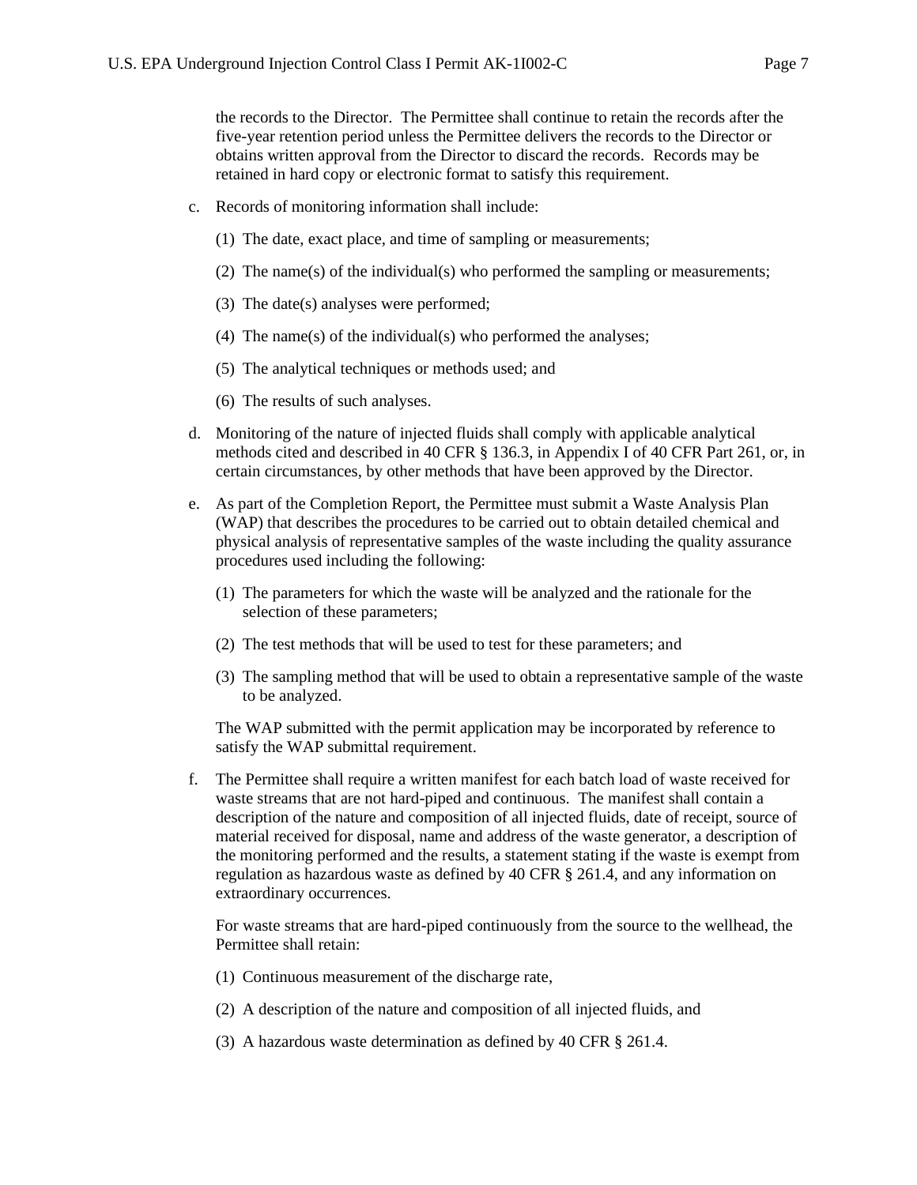the records to the Director. The Permittee shall continue to retain the records after the five-year retention period unless the Permittee delivers the records to the Director or obtains written approval from the Director to discard the records. Records may be retained in hard copy or electronic format to satisfy this requirement.

c. Records of monitoring information shall include:

   (1) The date, exact place, and time of sampling or measurements;

   (2) The name(s) of the individual(s) who performed the sampling or measurements;

   (3) The date(s) analyses were performed;

   (4) The name(s) of the individual(s) who performed the analyses;

   (5) The analytical techniques or methods used; and

   (6) The results of such analyses.

d. Monitoring of the nature of injected fluids shall comply with applicable analytical methods cited and described in 40 CFR § 136.3, in Appendix I of 40 CFR Part 261, or, in certain circumstances, by other methods that have been approved by the Director.

e. As part of the Completion Report, the Permittee must submit a Waste Analysis Plan (WAP) that describes the procedures to be carried out to obtain detailed chemical and physical analysis of representative samples of the waste including the quality assurance procedures used including the following:

   (1) The parameters for which the waste will be analyzed and the rationale for the selection of these parameters;

   (2) The test methods that will be used to test for these parameters; and

   (3) The sampling method that will be used to obtain a representative sample of the waste to be analyzed.

   The WAP submitted with the permit application may be incorporated by reference to satisfy the WAP submittal requirement.

f. The Permittee shall require a written manifest for each batch load of waste received for waste streams that are not hard-piped and continuous. The manifest shall contain a description of the nature and composition of all injected fluids, date of receipt, source of material received for disposal, name and address of the waste generator, a description of the monitoring performed and the results, a statement stating if the waste is exempt from regulation as hazardous waste as defined by 40 CFR § 261.4, and any information on extraordinary occurrences.

   For waste streams that are hard-piped continuously from the source to the wellhead, the Permittee shall retain:

   (1) Continuous measurement of the discharge rate,

   (2) A description of the nature and composition of all injected fluids, and

   (3) A hazardous waste determination as defined by 40 CFR § 261.4.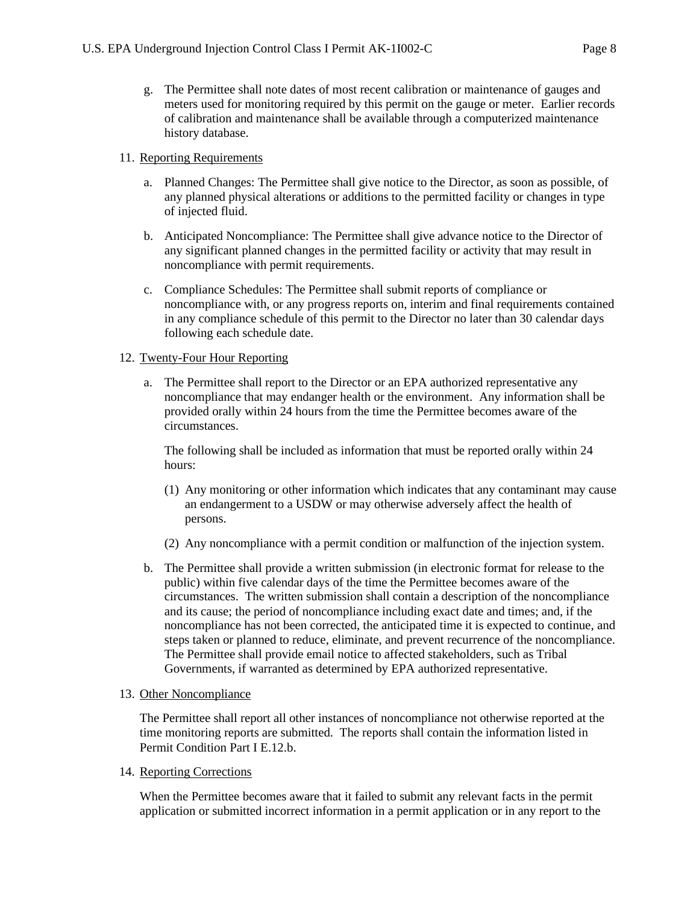g. The Permittee shall note dates of most recent calibration or maintenance of gauges and meters used for monitoring required by this permit on the gauge or meter. Earlier records of calibration and maintenance shall be available through a computerized maintenance history database.

11. <u>Reporting Requirements</u>

   a. Planned Changes: The Permittee shall give notice to the Director, as soon as possible, of any planned physical alterations or additions to the permitted facility or changes in type of injected fluid.

   b. Anticipated Noncompliance: The Permittee shall give advance notice to the Director of any significant planned changes in the permitted facility or activity that may result in noncompliance with permit requirements.

   c. Compliance Schedules: The Permittee shall submit reports of compliance or noncompliance with, or any progress reports on, interim and final requirements contained in any compliance schedule of this permit to the Director no later than 30 calendar days following each schedule date.

12. <u>Twenty-Four Hour Reporting</u>

   a. The Permittee shall report to the Director or an EPA authorized representative any noncompliance that may endanger health or the environment. Any information shall be provided orally within 24 hours from the time the Permittee becomes aware of the circumstances.

      The following shall be included as information that must be reported orally within 24 hours:

      (1) Any monitoring or other information which indicates that any contaminant may cause an endangerment to a USDW or may otherwise adversely affect the health of persons.

      (2) Any noncompliance with a permit condition or malfunction of the injection system.

   b. The Permittee shall provide a written submission (in electronic format for release to the public) within five calendar days of the time the Permittee becomes aware of the circumstances. The written submission shall contain a description of the noncompliance and its cause; the period of noncompliance including exact date and times; and, if the noncompliance has not been corrected, the anticipated time it is expected to continue, and steps taken or planned to reduce, eliminate, and prevent recurrence of the noncompliance. The Permittee shall provide email notice to affected stakeholders, such as Tribal Governments, if warranted as determined by EPA authorized representative.

13. <u>Other Noncompliance</u>

   The Permittee shall report all other instances of noncompliance not otherwise reported at the time monitoring reports are submitted. The reports shall contain the information listed in Permit Condition Part I E.12.b.

14. <u>Reporting Corrections</u>

   When the Permittee becomes aware that it failed to submit any relevant facts in the permit application or submitted incorrect information in a permit application or in any report to the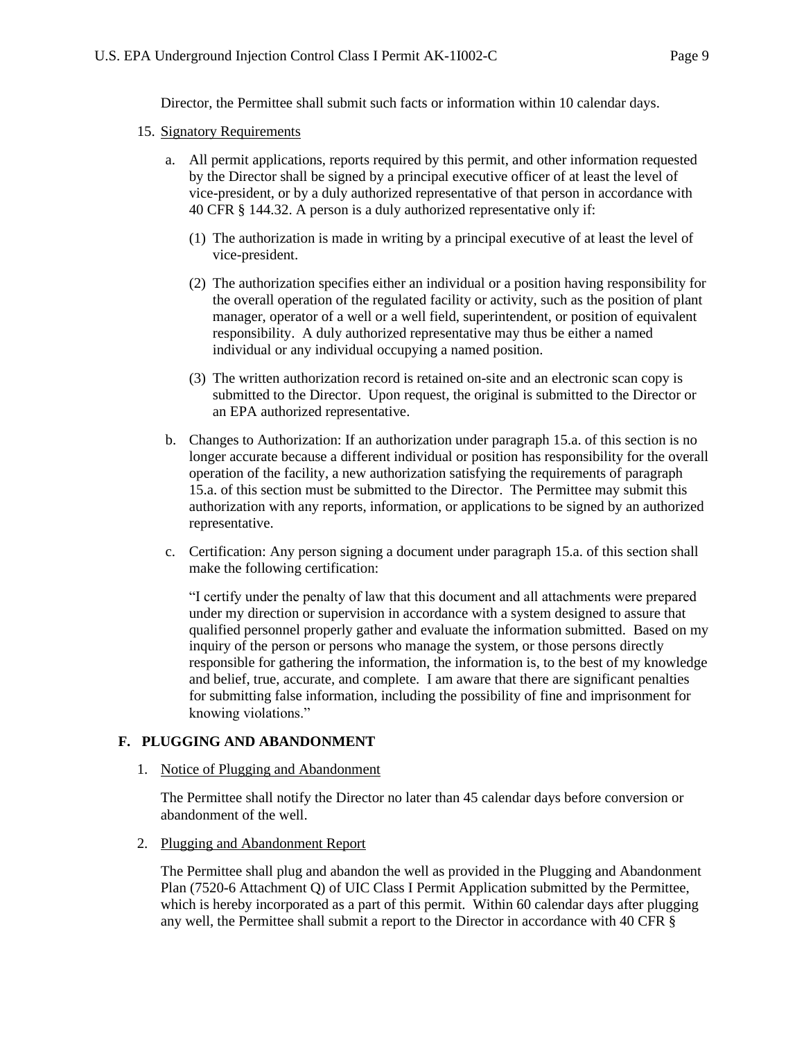Director, the Permittee shall submit such facts or information within 10 calendar days.

15. Signatory Requirements

    a. All permit applications, reports required by this permit, and other information requested by the Director shall be signed by a principal executive officer of at least the level of vice-president, or by a duly authorized representative of that person in accordance with 40 CFR § 144.32. A person is a duly authorized representative only if:

        (1) The authorization is made in writing by a principal executive of at least the level of vice-president.

        (2) The authorization specifies either an individual or a position having responsibility for the overall operation of the regulated facility or activity, such as the position of plant manager, operator of a well or a well field, superintendent, or position of equivalent responsibility. A duly authorized representative may thus be either a named individual or any individual occupying a named position.

        (3) The written authorization record is retained on-site and an electronic scan copy is submitted to the Director. Upon request, the original is submitted to the Director or an EPA authorized representative.

    b. Changes to Authorization: If an authorization under paragraph 15.a. of this section is no longer accurate because a different individual or position has responsibility for the overall operation of the facility, a new authorization satisfying the requirements of paragraph 15.a. of this section must be submitted to the Director. The Permittee may submit this authorization with any reports, information, or applications to be signed by an authorized representative.

    c. Certification: Any person signing a document under paragraph 15.a. of this section shall make the following certification:

        "I certify under the penalty of law that this document and all attachments were prepared under my direction or supervision in accordance with a system designed to assure that qualified personnel properly gather and evaluate the information submitted. Based on my inquiry of the person or persons who manage the system, or those persons directly responsible for gathering the information, the information is, to the best of my knowledge and belief, true, accurate, and complete. I am aware that there are significant penalties for submitting false information, including the possibility of fine and imprisonment for knowing violations."

## F. PLUGGING AND ABANDONMENT

1. Notice of Plugging and Abandonment

    The Permittee shall notify the Director no later than 45 calendar days before conversion or abandonment of the well.

2. Plugging and Abandonment Report

    The Permittee shall plug and abandon the well as provided in the Plugging and Abandonment Plan (7520-6 Attachment Q) of UIC Class I Permit Application submitted by the Permittee, which is hereby incorporated as a part of this permit. Within 60 calendar days after plugging any well, the Permittee shall submit a report to the Director in accordance with 40 CFR §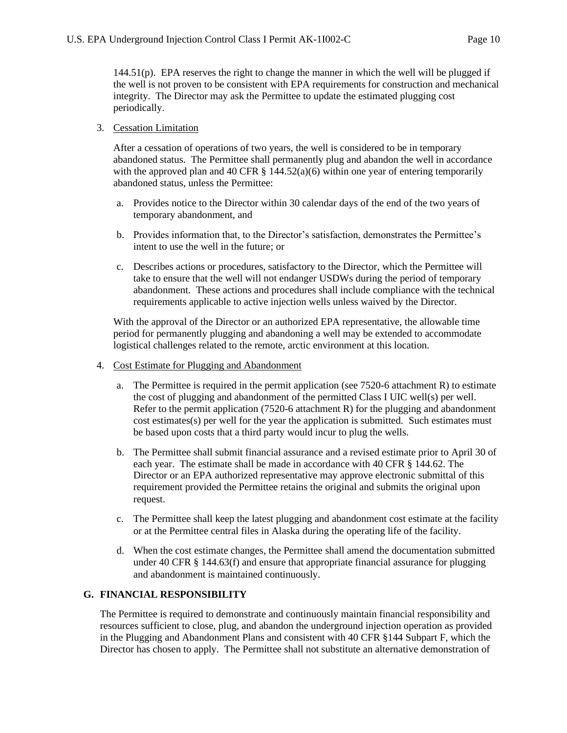144.51(p). EPA reserves the right to change the manner in which the well will be plugged if the well is not proven to be consistent with EPA requirements for construction and mechanical integrity. The Director may ask the Permittee to update the estimated plugging cost periodically.

3. Cessation Limitation

   After a cessation of operations of two years, the well is considered to be in temporary abandoned status. The Permittee shall permanently plug and abandon the well in accordance with the approved plan and 40 CFR § 144.52(a)(6) within one year of entering temporarily abandoned status, unless the Permittee:

   a. Provides notice to the Director within 30 calendar days of the end of the two years of temporary abandonment, and

   b. Provides information that, to the Director's satisfaction, demonstrates the Permittee's intent to use the well in the future; or

   c. Describes actions or procedures, satisfactory to the Director, which the Permittee will take to ensure that the well will not endanger USDWs during the period of temporary abandonment. These actions and procedures shall include compliance with the technical requirements applicable to active injection wells unless waived by the Director.

   With the approval of the Director or an authorized EPA representative, the allowable time period for permanently plugging and abandoning a well may be extended to accommodate logistical challenges related to the remote, arctic environment at this location.

4. Cost Estimate for Plugging and Abandonment

   a. The Permittee is required in the permit application (see 7520-6 attachment R) to estimate the cost of plugging and abandonment of the permitted Class I UIC well(s) per well. Refer to the permit application (7520-6 attachment R) for the plugging and abandonment cost estimates(s) per well for the year the application is submitted. Such estimates must be based upon costs that a third party would incur to plug the wells.

   b. The Permittee shall submit financial assurance and a revised estimate prior to April 30 of each year. The estimate shall be made in accordance with 40 CFR § 144.62. The Director or an EPA authorized representative may approve electronic submittal of this requirement provided the Permittee retains the original and submits the original upon request.

   c. The Permittee shall keep the latest plugging and abandonment cost estimate at the facility or at the Permittee central files in Alaska during the operating life of the facility.

   d. When the cost estimate changes, the Permittee shall amend the documentation submitted under 40 CFR § 144.63(f) and ensure that appropriate financial assurance for plugging and abandonment is maintained continuously.

## G. FINANCIAL RESPONSIBILITY

The Permittee is required to demonstrate and continuously maintain financial responsibility and resources sufficient to close, plug, and abandon the underground injection operation as provided in the Plugging and Abandonment Plans and consistent with 40 CFR §144 Subpart F, which the Director has chosen to apply. The Permittee shall not substitute an alternative demonstration of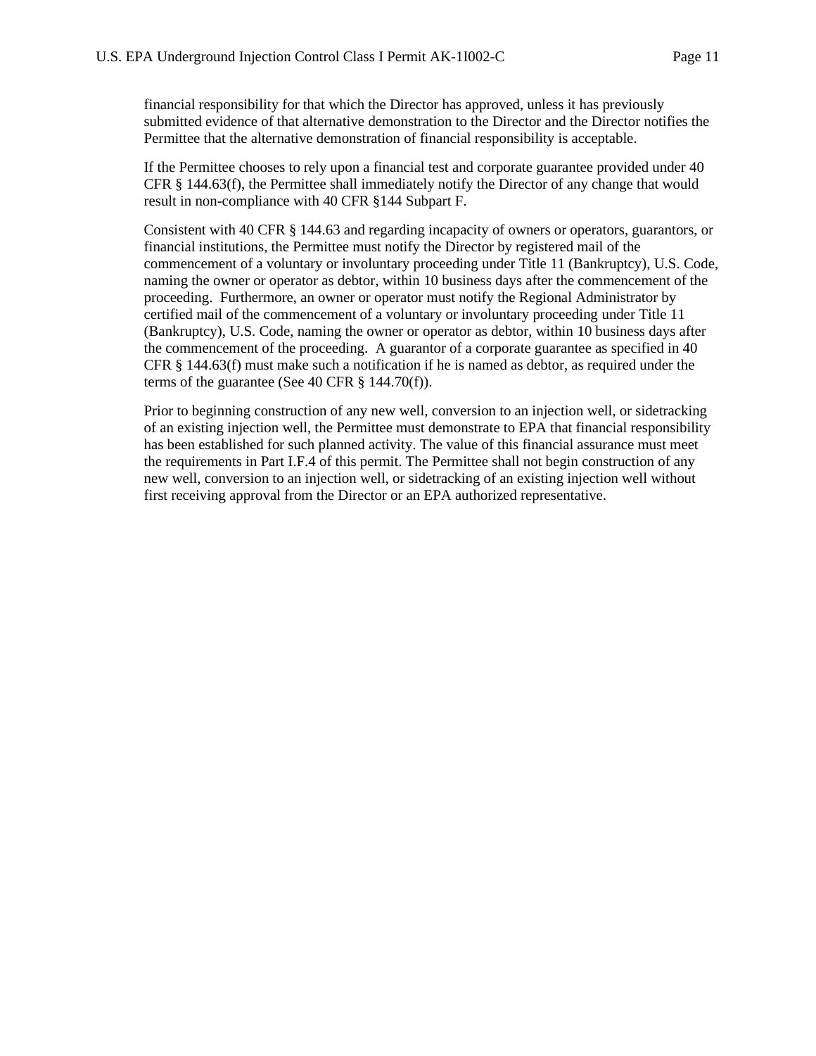financial responsibility for that which the Director has approved, unless it has previously submitted evidence of that alternative demonstration to the Director and the Director notifies the Permittee that the alternative demonstration of financial responsibility is acceptable.

If the Permittee chooses to rely upon a financial test and corporate guarantee provided under 40 CFR § 144.63(f), the Permittee shall immediately notify the Director of any change that would result in non-compliance with 40 CFR §144 Subpart F.

Consistent with 40 CFR § 144.63 and regarding incapacity of owners or operators, guarantors, or financial institutions, the Permittee must notify the Director by registered mail of the commencement of a voluntary or involuntary proceeding under Title 11 (Bankruptcy), U.S. Code, naming the owner or operator as debtor, within 10 business days after the commencement of the proceeding. Furthermore, an owner or operator must notify the Regional Administrator by certified mail of the commencement of a voluntary or involuntary proceeding under Title 11 (Bankruptcy), U.S. Code, naming the owner or operator as debtor, within 10 business days after the commencement of the proceeding. A guarantor of a corporate guarantee as specified in 40 CFR § 144.63(f) must make such a notification if he is named as debtor, as required under the terms of the guarantee (See 40 CFR § 144.70(f)).

Prior to beginning construction of any new well, conversion to an injection well, or sidetracking of an existing injection well, the Permittee must demonstrate to EPA that financial responsibility has been established for such planned activity. The value of this financial assurance must meet the requirements in Part I.F.4 of this permit. The Permittee shall not begin construction of any new well, conversion to an injection well, or sidetracking of an existing injection well without first receiving approval from the Director or an EPA authorized representative.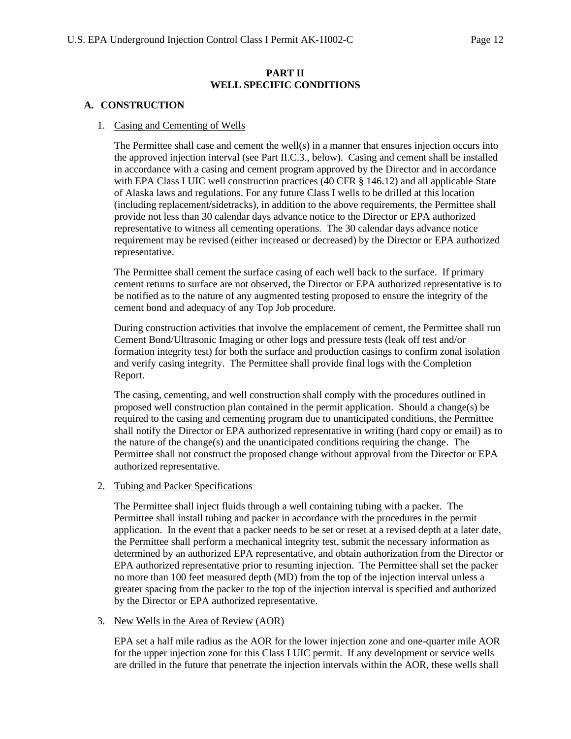**PART II**
**WELL SPECIFIC CONDITIONS**

## A. CONSTRUCTION

1. Casing and Cementing of Wells

   The Permittee shall case and cement the well(s) in a manner that ensures injection occurs into the approved injection interval (see Part II.C.3., below). Casing and cement shall be installed in accordance with a casing and cement program approved by the Director and in accordance with EPA Class I UIC well construction practices (40 CFR § 146.12) and all applicable State of Alaska laws and regulations. For any future Class I wells to be drilled at this location (including replacement/sidetracks), in addition to the above requirements, the Permittee shall provide not less than 30 calendar days advance notice to the Director or EPA authorized representative to witness all cementing operations. The 30 calendar days advance notice requirement may be revised (either increased or decreased) by the Director or EPA authorized representative.

   The Permittee shall cement the surface casing of each well back to the surface. If primary cement returns to surface are not observed, the Director or EPA authorized representative is to be notified as to the nature of any augmented testing proposed to ensure the integrity of the cement bond and adequacy of any Top Job procedure.

   During construction activities that involve the emplacement of cement, the Permittee shall run Cement Bond/Ultrasonic Imaging or other logs and pressure tests (leak off test and/or formation integrity test) for both the surface and production casings to confirm zonal isolation and verify casing integrity. The Permittee shall provide final logs with the Completion Report.

   The casing, cementing, and well construction shall comply with the procedures outlined in proposed well construction plan contained in the permit application. Should a change(s) be required to the casing and cementing program due to unanticipated conditions, the Permittee shall notify the Director or EPA authorized representative in writing (hard copy or email) as to the nature of the change(s) and the unanticipated conditions requiring the change. The Permittee shall not construct the proposed change without approval from the Director or EPA authorized representative.

2. Tubing and Packer Specifications

   The Permittee shall inject fluids through a well containing tubing with a packer. The Permittee shall install tubing and packer in accordance with the procedures in the permit application. In the event that a packer needs to be set or reset at a revised depth at a later date, the Permittee shall perform a mechanical integrity test, submit the necessary information as determined by an authorized EPA representative, and obtain authorization from the Director or EPA authorized representative prior to resuming injection. The Permittee shall set the packer no more than 100 feet measured depth (MD) from the top of the injection interval unless a greater spacing from the packer to the top of the injection interval is specified and authorized by the Director or EPA authorized representative.

3. New Wells in the Area of Review (AOR)

   EPA set a half mile radius as the AOR for the lower injection zone and one-quarter mile AOR for the upper injection zone for this Class I UIC permit. If any development or service wells are drilled in the future that penetrate the injection intervals within the AOR, these wells shall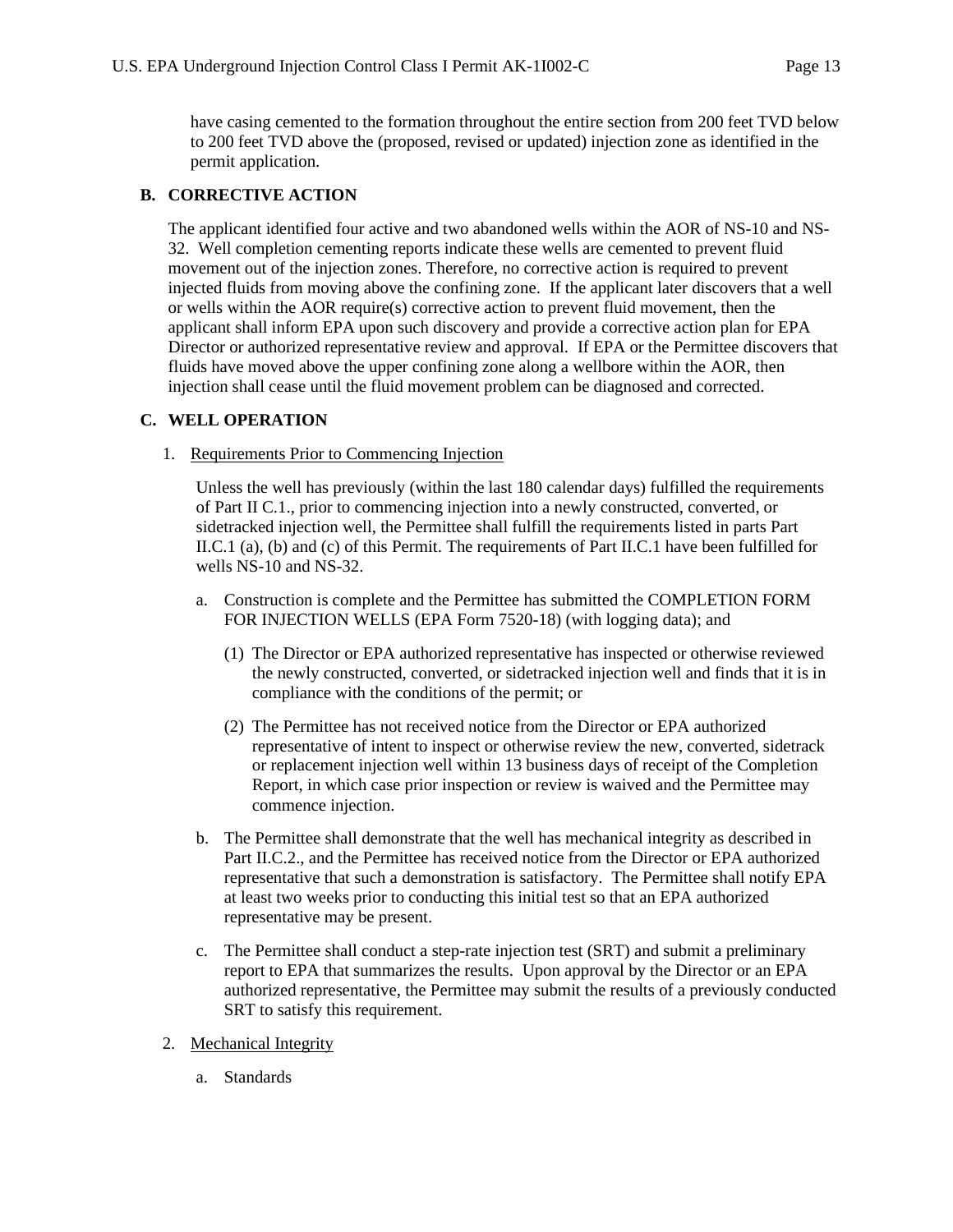have casing cemented to the formation throughout the entire section from 200 feet TVD below to 200 feet TVD above the (proposed, revised or updated) injection zone as identified in the permit application.

## B. CORRECTIVE ACTION

The applicant identified four active and two abandoned wells within the AOR of NS-10 and NS-32. Well completion cementing reports indicate these wells are cemented to prevent fluid movement out of the injection zones. Therefore, no corrective action is required to prevent injected fluids from moving above the confining zone. If the applicant later discovers that a well or wells within the AOR require(s) corrective action to prevent fluid movement, then the applicant shall inform EPA upon such discovery and provide a corrective action plan for EPA Director or authorized representative review and approval. If EPA or the Permittee discovers that fluids have moved above the upper confining zone along a wellbore within the AOR, then injection shall cease until the fluid movement problem can be diagnosed and corrected.

## C. WELL OPERATION

1. Requirements Prior to Commencing Injection

   Unless the well has previously (within the last 180 calendar days) fulfilled the requirements of Part II C.1., prior to commencing injection into a newly constructed, converted, or sidetracked injection well, the Permittee shall fulfill the requirements listed in parts Part II.C.1 (a), (b) and (c) of this Permit. The requirements of Part II.C.1 have been fulfilled for wells NS-10 and NS-32.

   a. Construction is complete and the Permittee has submitted the COMPLETION FORM FOR INJECTION WELLS (EPA Form 7520-18) (with logging data); and

      (1) The Director or EPA authorized representative has inspected or otherwise reviewed the newly constructed, converted, or sidetracked injection well and finds that it is in compliance with the conditions of the permit; or

      (2) The Permittee has not received notice from the Director or EPA authorized representative of intent to inspect or otherwise review the new, converted, sidetrack or replacement injection well within 13 business days of receipt of the Completion Report, in which case prior inspection or review is waived and the Permittee may commence injection.

   b. The Permittee shall demonstrate that the well has mechanical integrity as described in Part II.C.2., and the Permittee has received notice from the Director or EPA authorized representative that such a demonstration is satisfactory. The Permittee shall notify EPA at least two weeks prior to conducting this initial test so that an EPA authorized representative may be present.

   c. The Permittee shall conduct a step-rate injection test (SRT) and submit a preliminary report to EPA that summarizes the results. Upon approval by the Director or an EPA authorized representative, the Permittee may submit the results of a previously conducted SRT to satisfy this requirement.

2. Mechanical Integrity

   a. Standards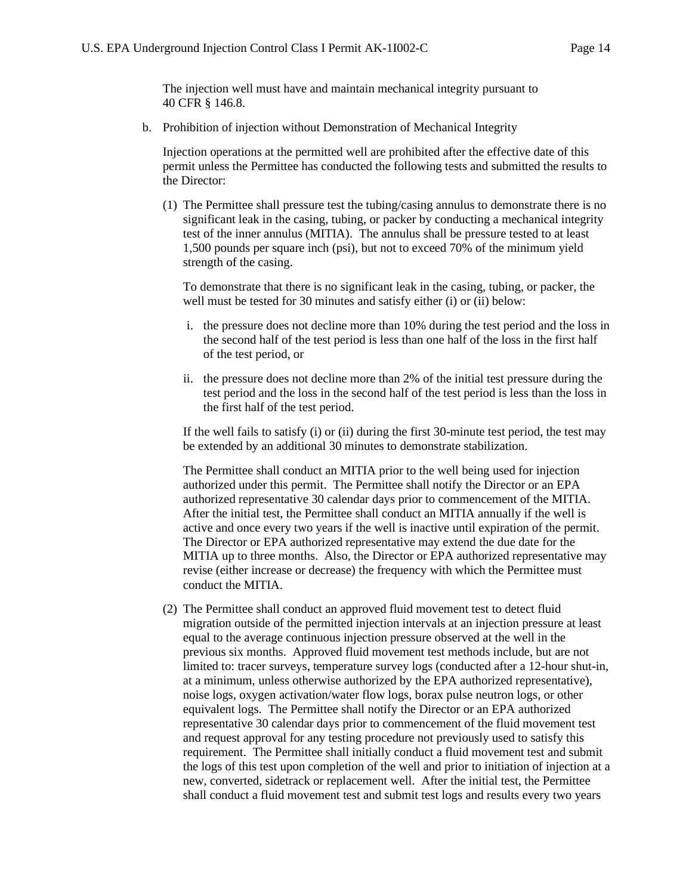The injection well must have and maintain mechanical integrity pursuant to 40 CFR § 146.8.

b. Prohibition of injection without Demonstration of Mechanical Integrity

   Injection operations at the permitted well are prohibited after the effective date of this permit unless the Permittee has conducted the following tests and submitted the results to the Director:

   (1) The Permittee shall pressure test the tubing/casing annulus to demonstrate there is no significant leak in the casing, tubing, or packer by conducting a mechanical integrity test of the inner annulus (MITIA). The annulus shall be pressure tested to at least 1,500 pounds per square inch (psi), but not to exceed 70% of the minimum yield strength of the casing.

   To demonstrate that there is no significant leak in the casing, tubing, or packer, the well must be tested for 30 minutes and satisfy either (i) or (ii) below:

   i. the pressure does not decline more than 10% during the test period and the loss in the second half of the test period is less than one half of the loss in the first half of the test period, or

   ii. the pressure does not decline more than 2% of the initial test pressure during the test period and the loss in the second half of the test period is less than the loss in the first half of the test period.

   If the well fails to satisfy (i) or (ii) during the first 30-minute test period, the test may be extended by an additional 30 minutes to demonstrate stabilization.

   The Permittee shall conduct an MITIA prior to the well being used for injection authorized under this permit. The Permittee shall notify the Director or an EPA authorized representative 30 calendar days prior to commencement of the MITIA. After the initial test, the Permittee shall conduct an MITIA annually if the well is active and once every two years if the well is inactive until expiration of the permit. The Director or EPA authorized representative may extend the due date for the MITIA up to three months. Also, the Director or EPA authorized representative may revise (either increase or decrease) the frequency with which the Permittee must conduct the MITIA.

   (2) The Permittee shall conduct an approved fluid movement test to detect fluid migration outside of the permitted injection intervals at an injection pressure at least equal to the average continuous injection pressure observed at the well in the previous six months. Approved fluid movement test methods include, but are not limited to: tracer surveys, temperature survey logs (conducted after a 12-hour shut-in, at a minimum, unless otherwise authorized by the EPA authorized representative), noise logs, oxygen activation/water flow logs, borax pulse neutron logs, or other equivalent logs. The Permittee shall notify the Director or an EPA authorized representative 30 calendar days prior to commencement of the fluid movement test and request approval for any testing procedure not previously used to satisfy this requirement. The Permittee shall initially conduct a fluid movement test and submit the logs of this test upon completion of the well and prior to initiation of injection at a new, converted, sidetrack or replacement well. After the initial test, the Permittee shall conduct a fluid movement test and submit test logs and results every two years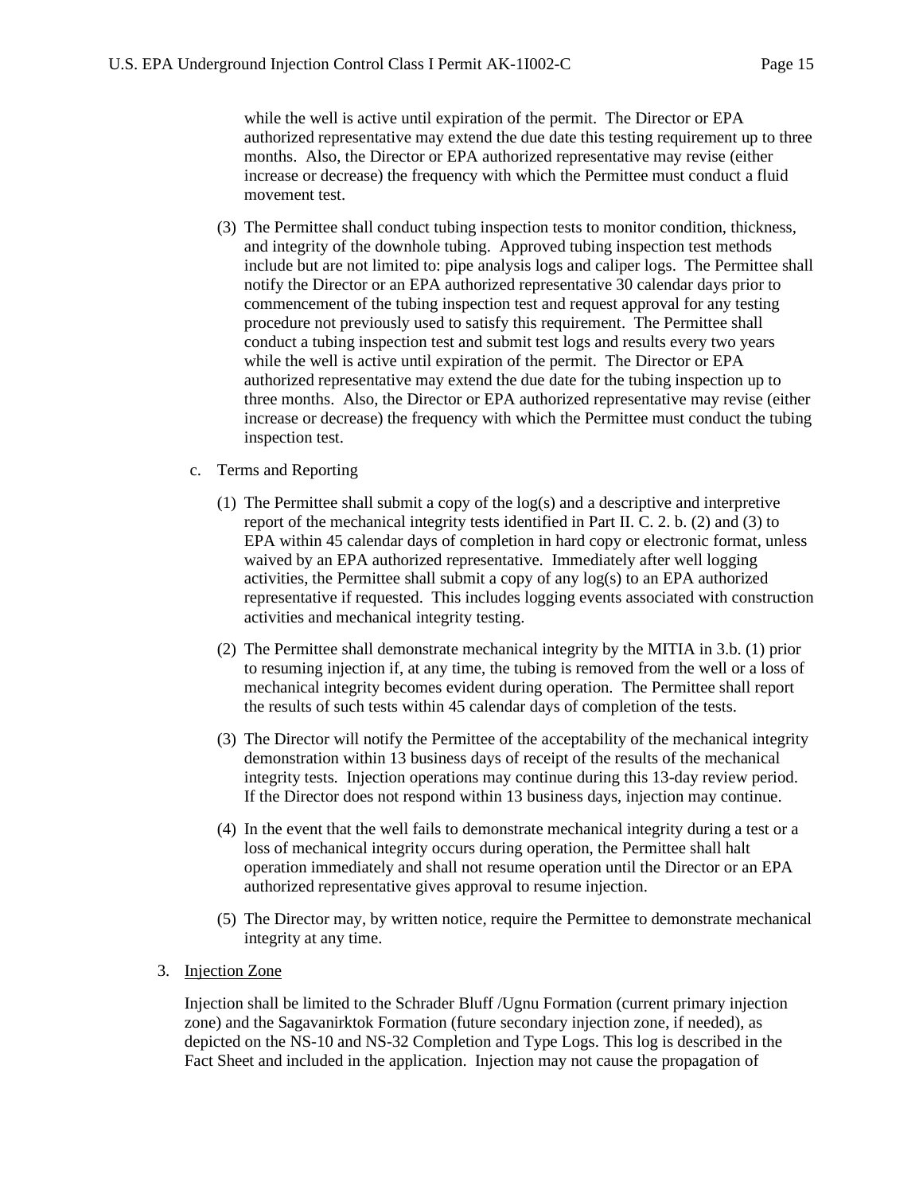while the well is active until expiration of the permit. The Director or EPA authorized representative may extend the due date this testing requirement up to three months. Also, the Director or EPA authorized representative may revise (either increase or decrease) the frequency with which the Permittee must conduct a fluid movement test.

(3) The Permittee shall conduct tubing inspection tests to monitor condition, thickness, and integrity of the downhole tubing. Approved tubing inspection test methods include but are not limited to: pipe analysis logs and caliper logs. The Permittee shall notify the Director or an EPA authorized representative 30 calendar days prior to commencement of the tubing inspection test and request approval for any testing procedure not previously used to satisfy this requirement. The Permittee shall conduct a tubing inspection test and submit test logs and results every two years while the well is active until expiration of the permit. The Director or EPA authorized representative may extend the due date for the tubing inspection up to three months. Also, the Director or EPA authorized representative may revise (either increase or decrease) the frequency with which the Permittee must conduct the tubing inspection test.

c. Terms and Reporting

(1) The Permittee shall submit a copy of the log(s) and a descriptive and interpretive report of the mechanical integrity tests identified in Part II. C. 2. b. (2) and (3) to EPA within 45 calendar days of completion in hard copy or electronic format, unless waived by an EPA authorized representative. Immediately after well logging activities, the Permittee shall submit a copy of any log(s) to an EPA authorized representative if requested. This includes logging events associated with construction activities and mechanical integrity testing.

(2) The Permittee shall demonstrate mechanical integrity by the MITIA in 3.b. (1) prior to resuming injection if, at any time, the tubing is removed from the well or a loss of mechanical integrity becomes evident during operation. The Permittee shall report the results of such tests within 45 calendar days of completion of the tests.

(3) The Director will notify the Permittee of the acceptability of the mechanical integrity demonstration within 13 business days of receipt of the results of the mechanical integrity tests. Injection operations may continue during this 13-day review period. If the Director does not respond within 13 business days, injection may continue.

(4) In the event that the well fails to demonstrate mechanical integrity during a test or a loss of mechanical integrity occurs during operation, the Permittee shall halt operation immediately and shall not resume operation until the Director or an EPA authorized representative gives approval to resume injection.

(5) The Director may, by written notice, require the Permittee to demonstrate mechanical integrity at any time.

3. Injection Zone

Injection shall be limited to the Schrader Bluff /Ugnu Formation (current primary injection zone) and the Sagavanirktok Formation (future secondary injection zone, if needed), as depicted on the NS-10 and NS-32 Completion and Type Logs. This log is described in the Fact Sheet and included in the application. Injection may not cause the propagation of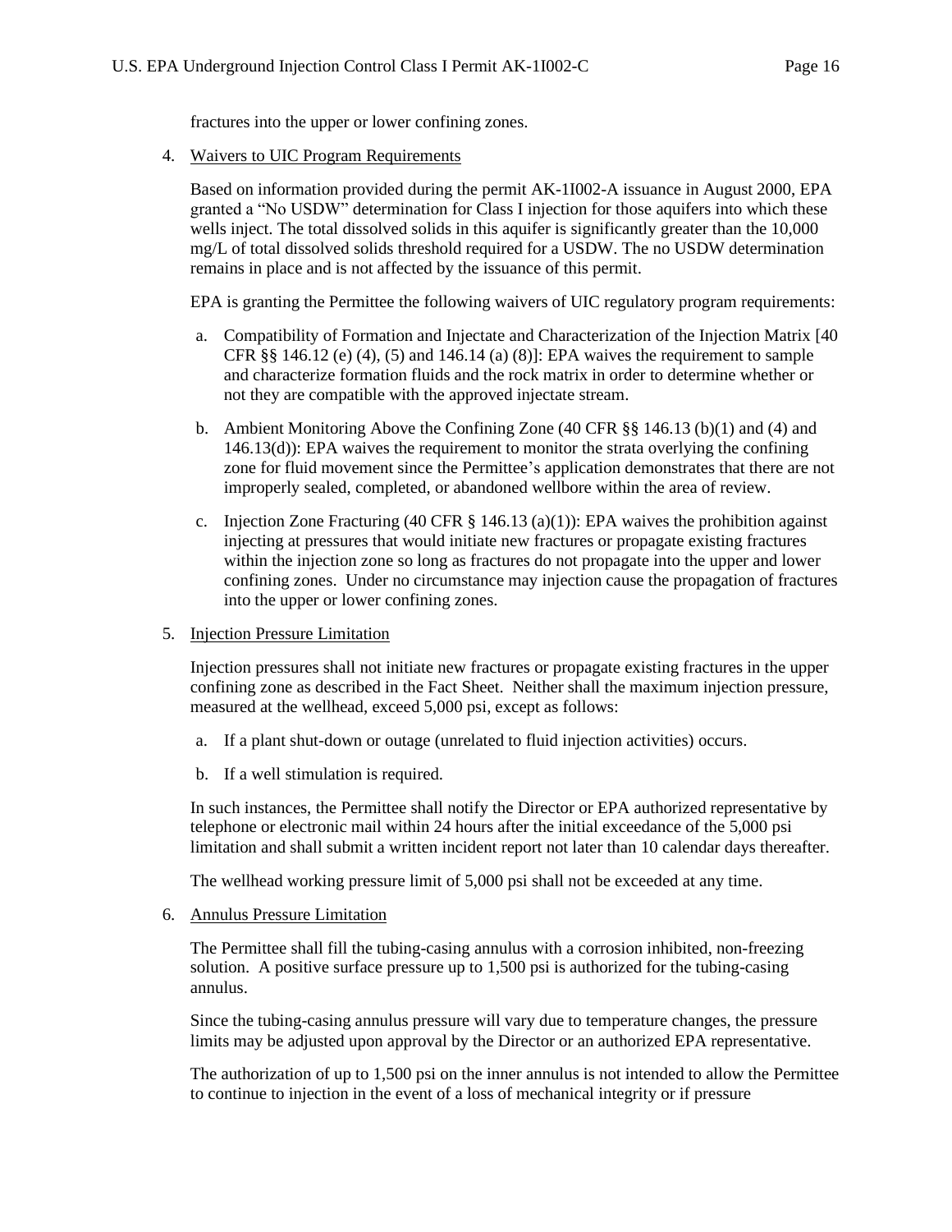fractures into the upper or lower confining zones.

4. Waivers to UIC Program Requirements

   Based on information provided during the permit AK-1I002-A issuance in August 2000, EPA granted a "No USDW" determination for Class I injection for those aquifers into which these wells inject. The total dissolved solids in this aquifer is significantly greater than the 10,000 mg/L of total dissolved solids threshold required for a USDW. The no USDW determination remains in place and is not affected by the issuance of this permit.

   EPA is granting the Permittee the following waivers of UIC regulatory program requirements:

   a. Compatibility of Formation and Injectate and Characterization of the Injection Matrix [40 CFR §§ 146.12 (e) (4), (5) and 146.14 (a) (8)]: EPA waives the requirement to sample and characterize formation fluids and the rock matrix in order to determine whether or not they are compatible with the approved injectate stream.

   b. Ambient Monitoring Above the Confining Zone (40 CFR §§ 146.13 (b)(1) and (4) and 146.13(d)): EPA waives the requirement to monitor the strata overlying the confining zone for fluid movement since the Permittee's application demonstrates that there are not improperly sealed, completed, or abandoned wellbore within the area of review.

   c. Injection Zone Fracturing (40 CFR § 146.13 (a)(1)): EPA waives the prohibition against injecting at pressures that would initiate new fractures or propagate existing fractures within the injection zone so long as fractures do not propagate into the upper and lower confining zones. Under no circumstance may injection cause the propagation of fractures into the upper or lower confining zones.

5. Injection Pressure Limitation

   Injection pressures shall not initiate new fractures or propagate existing fractures in the upper confining zone as described in the Fact Sheet. Neither shall the maximum injection pressure, measured at the wellhead, exceed 5,000 psi, except as follows:

   a. If a plant shut-down or outage (unrelated to fluid injection activities) occurs.

   b. If a well stimulation is required.

   In such instances, the Permittee shall notify the Director or EPA authorized representative by telephone or electronic mail within 24 hours after the initial exceedance of the 5,000 psi limitation and shall submit a written incident report not later than 10 calendar days thereafter.

   The wellhead working pressure limit of 5,000 psi shall not be exceeded at any time.

6. Annulus Pressure Limitation

   The Permittee shall fill the tubing-casing annulus with a corrosion inhibited, non-freezing solution. A positive surface pressure up to 1,500 psi is authorized for the tubing-casing annulus.

   Since the tubing-casing annulus pressure will vary due to temperature changes, the pressure limits may be adjusted upon approval by the Director or an authorized EPA representative.

   The authorization of up to 1,500 psi on the inner annulus is not intended to allow the Permittee to continue to injection in the event of a loss of mechanical integrity or if pressure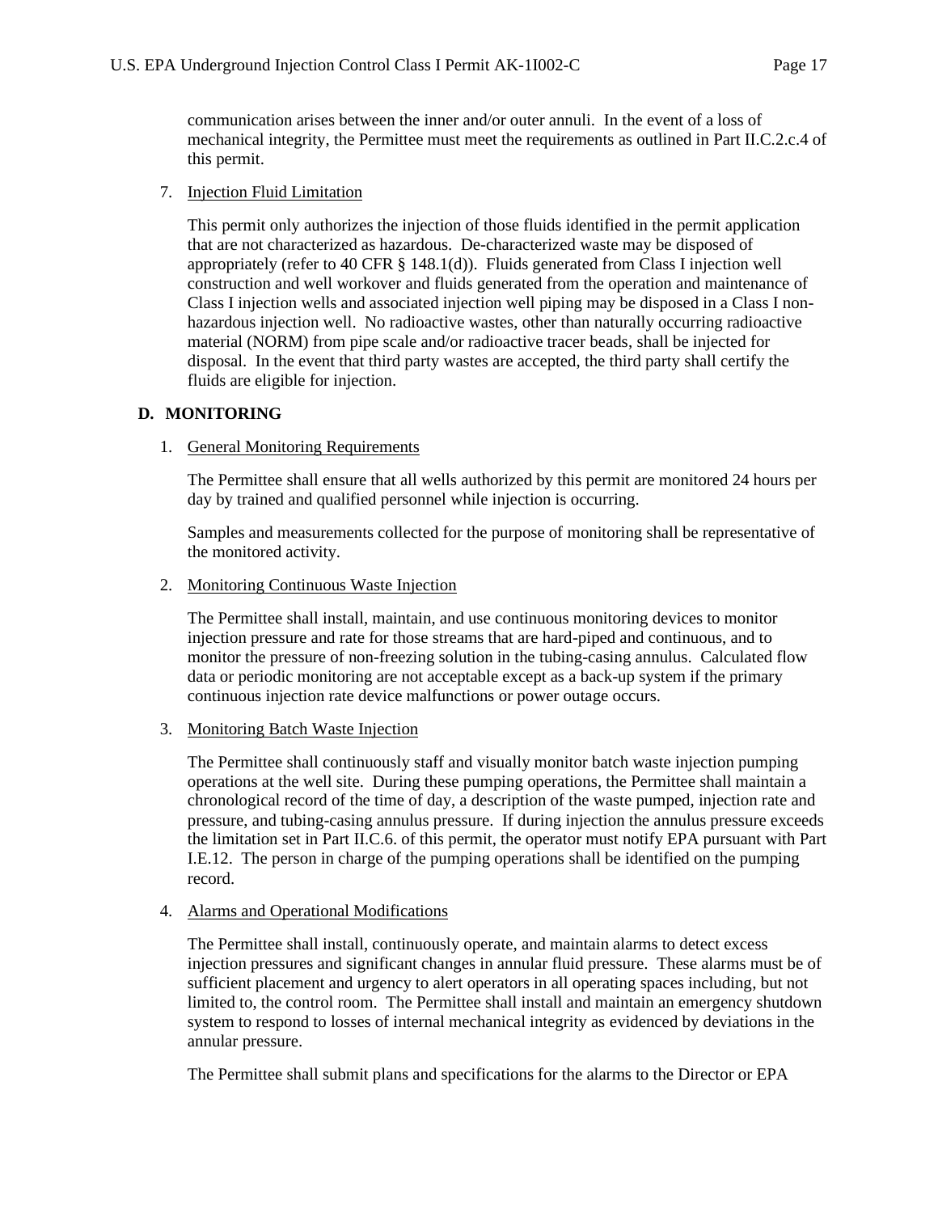communication arises between the inner and/or outer annuli. In the event of a loss of mechanical integrity, the Permittee must meet the requirements as outlined in Part II.C.2.c.4 of this permit.

7. Injection Fluid Limitation

This permit only authorizes the injection of those fluids identified in the permit application that are not characterized as hazardous. De-characterized waste may be disposed of appropriately (refer to 40 CFR § 148.1(d)). Fluids generated from Class I injection well construction and well workover and fluids generated from the operation and maintenance of Class I injection wells and associated injection well piping may be disposed in a Class I non-hazardous injection well. No radioactive wastes, other than naturally occurring radioactive material (NORM) from pipe scale and/or radioactive tracer beads, shall be injected for disposal. In the event that third party wastes are accepted, the third party shall certify the fluids are eligible for injection.

## D. MONITORING

1. General Monitoring Requirements

The Permittee shall ensure that all wells authorized by this permit are monitored 24 hours per day by trained and qualified personnel while injection is occurring.

Samples and measurements collected for the purpose of monitoring shall be representative of the monitored activity.

2. Monitoring Continuous Waste Injection

The Permittee shall install, maintain, and use continuous monitoring devices to monitor injection pressure and rate for those streams that are hard-piped and continuous, and to monitor the pressure of non-freezing solution in the tubing-casing annulus. Calculated flow data or periodic monitoring are not acceptable except as a back-up system if the primary continuous injection rate device malfunctions or power outage occurs.

3. Monitoring Batch Waste Injection

The Permittee shall continuously staff and visually monitor batch waste injection pumping operations at the well site. During these pumping operations, the Permittee shall maintain a chronological record of the time of day, a description of the waste pumped, injection rate and pressure, and tubing-casing annulus pressure. If during injection the annulus pressure exceeds the limitation set in Part II.C.6. of this permit, the operator must notify EPA pursuant with Part I.E.12. The person in charge of the pumping operations shall be identified on the pumping record.

4. Alarms and Operational Modifications

The Permittee shall install, continuously operate, and maintain alarms to detect excess injection pressures and significant changes in annular fluid pressure. These alarms must be of sufficient placement and urgency to alert operators in all operating spaces including, but not limited to, the control room. The Permittee shall install and maintain an emergency shutdown system to respond to losses of internal mechanical integrity as evidenced by deviations in the annular pressure.

The Permittee shall submit plans and specifications for the alarms to the Director or EPA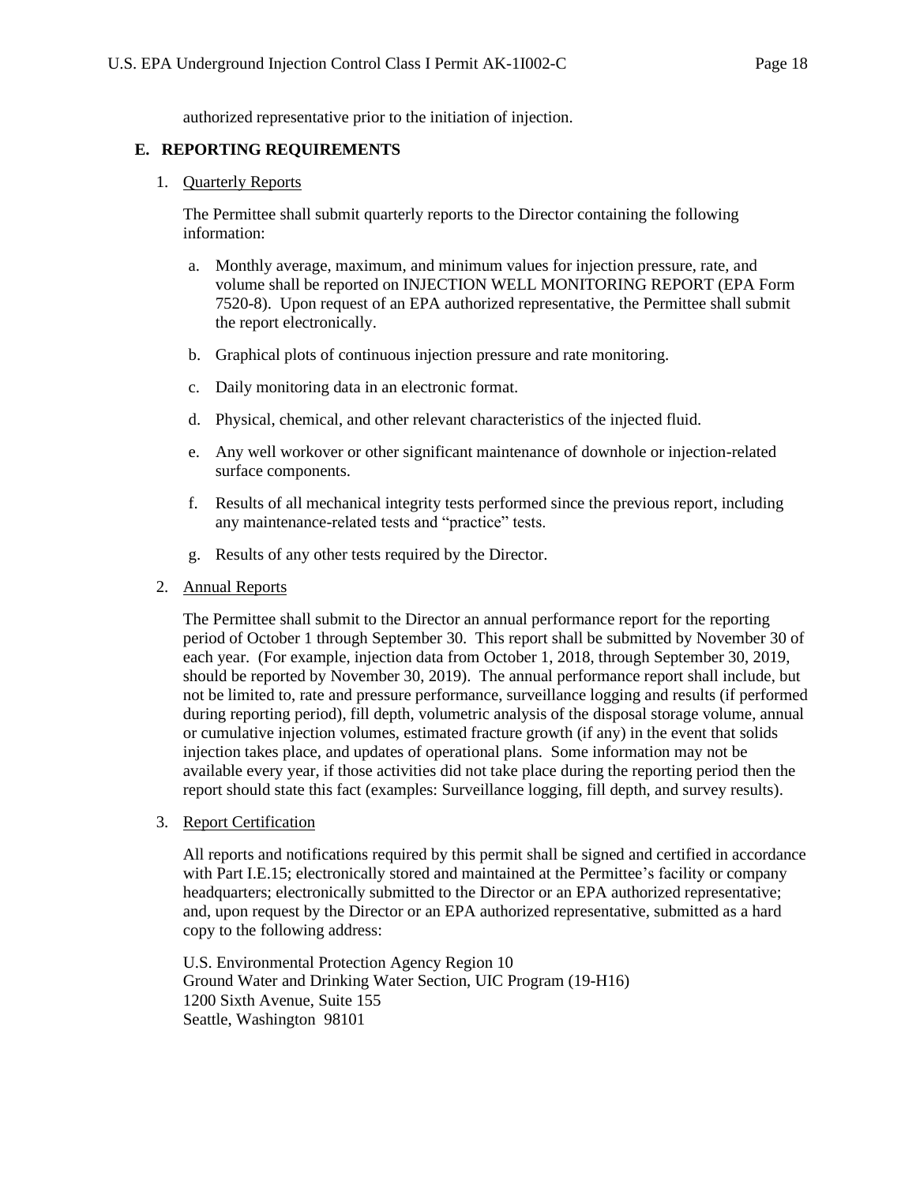authorized representative prior to the initiation of injection.

## E. REPORTING REQUIREMENTS

1. Quarterly Reports

   The Permittee shall submit quarterly reports to the Director containing the following information:

   a. Monthly average, maximum, and minimum values for injection pressure, rate, and volume shall be reported on INJECTION WELL MONITORING REPORT (EPA Form 7520-8). Upon request of an EPA authorized representative, the Permittee shall submit the report electronically.

   b. Graphical plots of continuous injection pressure and rate monitoring.

   c. Daily monitoring data in an electronic format.

   d. Physical, chemical, and other relevant characteristics of the injected fluid.

   e. Any well workover or other significant maintenance of downhole or injection-related surface components.

   f. Results of all mechanical integrity tests performed since the previous report, including any maintenance-related tests and "practice" tests.

   g. Results of any other tests required by the Director.

2. Annual Reports

   The Permittee shall submit to the Director an annual performance report for the reporting period of October 1 through September 30. This report shall be submitted by November 30 of each year. (For example, injection data from October 1, 2018, through September 30, 2019, should be reported by November 30, 2019). The annual performance report shall include, but not be limited to, rate and pressure performance, surveillance logging and results (if performed during reporting period), fill depth, volumetric analysis of the disposal storage volume, annual or cumulative injection volumes, estimated fracture growth (if any) in the event that solids injection takes place, and updates of operational plans. Some information may not be available every year, if those activities did not take place during the reporting period then the report should state this fact (examples: Surveillance logging, fill depth, and survey results).

3. Report Certification

   All reports and notifications required by this permit shall be signed and certified in accordance with Part I.E.15; electronically stored and maintained at the Permittee's facility or company headquarters; electronically submitted to the Director or an EPA authorized representative; and, upon request by the Director or an EPA authorized representative, submitted as a hard copy to the following address:

   U.S. Environmental Protection Agency Region 10
   Ground Water and Drinking Water Section, UIC Program (19-H16)
   1200 Sixth Avenue, Suite 155
   Seattle, Washington 98101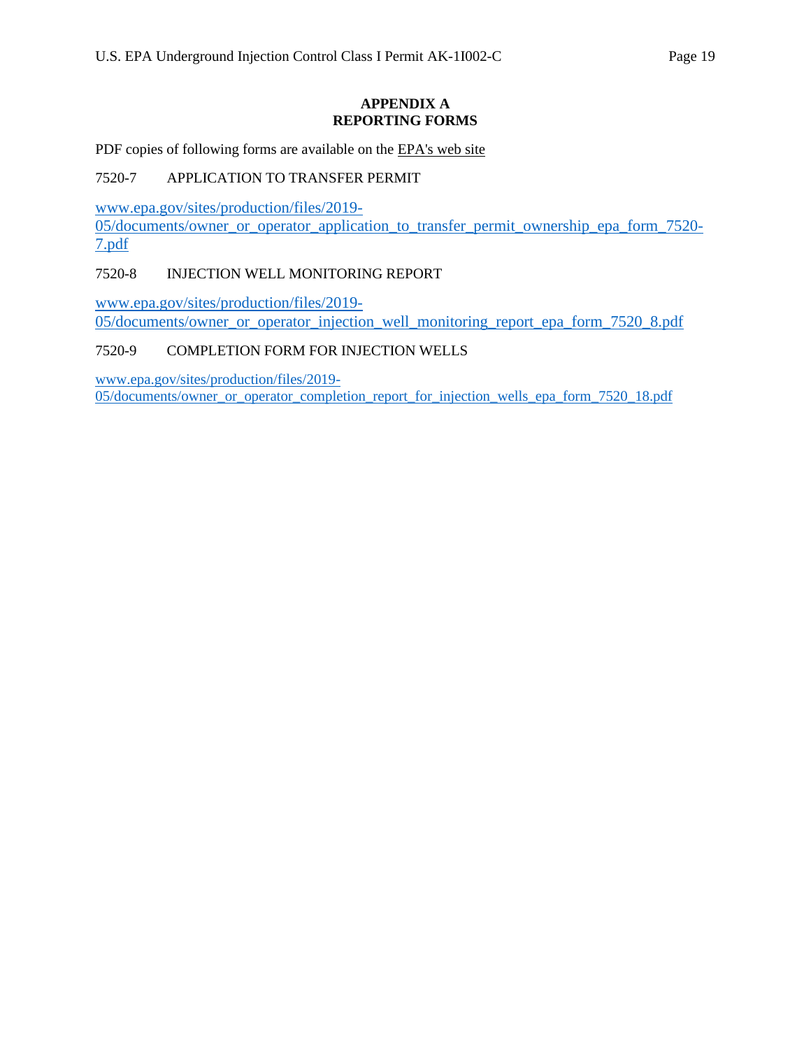# APPENDIX A
# REPORTING FORMS

PDF copies of following forms are available on the EPA's web site

7520-7 APPLICATION TO TRANSFER PERMIT

www.epa.gov/sites/production/files/2019-05/documents/owner_or_operator_application_to_transfer_permit_ownership_epa_form_7520-7.pdf

7520-8 INJECTION WELL MONITORING REPORT

www.epa.gov/sites/production/files/2019-05/documents/owner_or_operator_injection_well_monitoring_report_epa_form_7520_8.pdf

7520-9 COMPLETION FORM FOR INJECTION WELLS

www.epa.gov/sites/production/files/2019-05/documents/owner_or_operator_completion_report_for_injection_wells_epa_form_7520_18.pdf